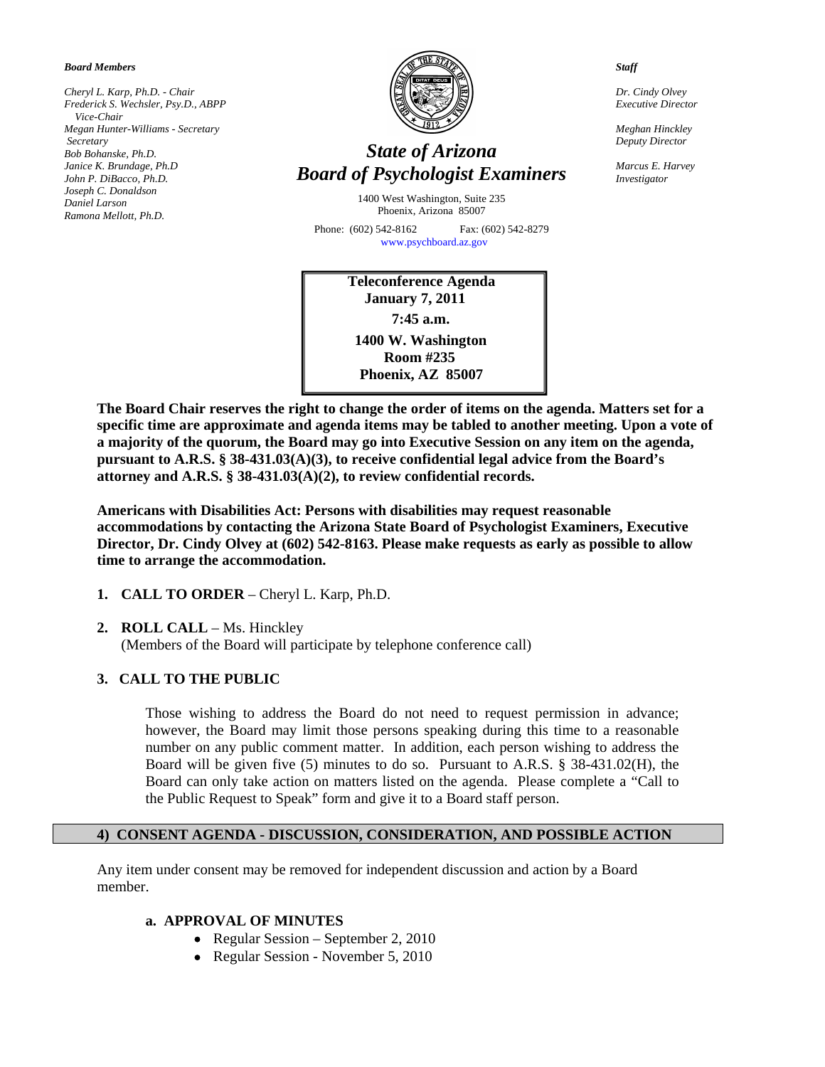***Board Members***

*Cheryl L. Karp, Ph.D. - Chair*
*Frederick S. Wechsler, Psy.D., ABPP Vice-Chair*
*Megan Hunter-Williams - Secretary Secretary*
*Bob Bohanske, Ph.D.*
*Janice K. Brundage, Ph.D*
*John P. DiBacco, Ph.D.*
*Joseph C. Donaldson*
*Daniel Larson*
*Ramona Mellott, Ph.D.*

# *State of Arizona*
# *Board of Psychologist Examiners*

1400 West Washington, Suite 235
Phoenix, Arizona 85007

Phone: (602) 542-8162 Fax: (602) 542-8279
www.psychboard.az.gov

***Staff***

*Dr. Cindy Olvey*
*Executive Director*

*Meghan Hinckley*
*Deputy Director*

*Marcus E. Harvey*
*Investigator*

**Teleconference Agenda**
**January 7, 2011**
**7:45 a.m.**
**1400 W. Washington**
**Room #235**
**Phoenix, AZ 85007**

**The Board Chair reserves the right to change the order of items on the agenda. Matters set for a specific time are approximate and agenda items may be tabled to another meeting. Upon a vote of a majority of the quorum, the Board may go into Executive Session on any item on the agenda, pursuant to A.R.S. § 38-431.03(A)(3), to receive confidential legal advice from the Board's attorney and A.R.S. § 38-431.03(A)(2), to review confidential records.**

**Americans with Disabilities Act: Persons with disabilities may request reasonable accommodations by contacting the Arizona State Board of Psychologist Examiners, Executive Director, Dr. Cindy Olvey at (602) 542-8163. Please make requests as early as possible to allow time to arrange the accommodation.**

1. **CALL TO ORDER** – Cheryl L. Karp, Ph.D.

2. **ROLL CALL** – Ms. Hinckley
   (Members of the Board will participate by telephone conference call)

3. **CALL TO THE PUBLIC**

   Those wishing to address the Board do not need to request permission in advance; however, the Board may limit those persons speaking during this time to a reasonable number on any public comment matter. In addition, each person wishing to address the Board will be given five (5) minutes to do so. Pursuant to A.R.S. § 38-431.02(H), the Board can only take action on matters listed on the agenda. Please complete a "Call to the Public Request to Speak" form and give it to a Board staff person.

## 4) CONSENT AGENDA - DISCUSSION, CONSIDERATION, AND POSSIBLE ACTION

Any item under consent may be removed for independent discussion and action by a Board member.

**a. APPROVAL OF MINUTES**

- Regular Session – September 2, 2010
- Regular Session - November 5, 2010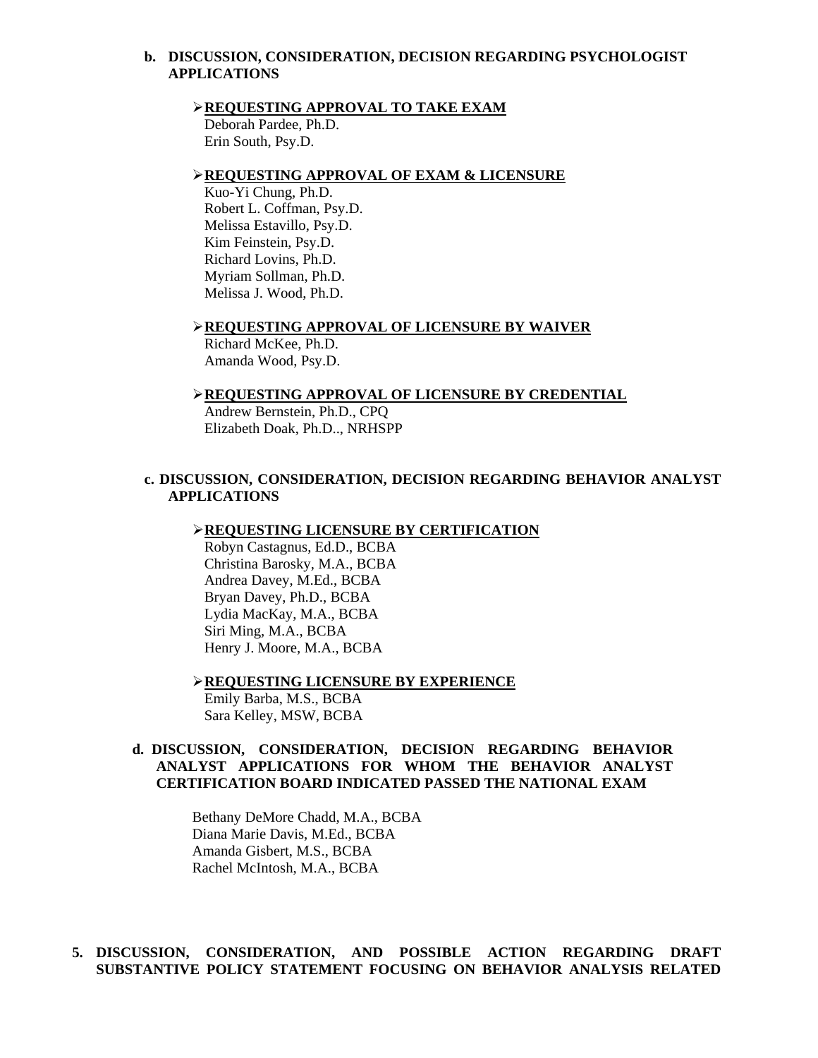**b. DISCUSSION, CONSIDERATION, DECISION REGARDING PSYCHOLOGIST APPLICATIONS**

➢ **<u>REQUESTING APPROVAL TO TAKE EXAM</u>**

Deborah Pardee, Ph.D.
Erin South, Psy.D.

➢ **<u>REQUESTING APPROVAL OF EXAM & LICENSURE</u>**

Kuo-Yi Chung, Ph.D.
Robert L. Coffman, Psy.D.
Melissa Estavillo, Psy.D.
Kim Feinstein, Psy.D.
Richard Lovins, Ph.D.
Myriam Sollman, Ph.D.
Melissa J. Wood, Ph.D.

➢ **<u>REQUESTING APPROVAL OF LICENSURE BY WAIVER</u>**

Richard McKee, Ph.D.
Amanda Wood, Psy.D.

➢ **<u>REQUESTING APPROVAL OF LICENSURE BY CREDENTIAL</u>**

Andrew Bernstein, Ph.D., CPQ
Elizabeth Doak, Ph.D.., NRHSPP

**c. DISCUSSION, CONSIDERATION, DECISION REGARDING BEHAVIOR ANALYST APPLICATIONS**

➢ **<u>REQUESTING LICENSURE BY CERTIFICATION</u>**

Robyn Castagnus, Ed.D., BCBA
Christina Barosky, M.A., BCBA
Andrea Davey, M.Ed., BCBA
Bryan Davey, Ph.D., BCBA
Lydia MacKay, M.A., BCBA
Siri Ming, M.A., BCBA
Henry J. Moore, M.A., BCBA

➢ **<u>REQUESTING LICENSURE BY EXPERIENCE</u>**

Emily Barba, M.S., BCBA
Sara Kelley, MSW, BCBA

**d. DISCUSSION, CONSIDERATION, DECISION REGARDING BEHAVIOR ANALYST APPLICATIONS FOR WHOM THE BEHAVIOR ANALYST CERTIFICATION BOARD INDICATED PASSED THE NATIONAL EXAM**

Bethany DeMore Chadd, M.A., BCBA
Diana Marie Davis, M.Ed., BCBA
Amanda Gisbert, M.S., BCBA
Rachel McIntosh, M.A., BCBA

**5. DISCUSSION, CONSIDERATION, AND POSSIBLE ACTION REGARDING DRAFT SUBSTANTIVE POLICY STATEMENT FOCUSING ON BEHAVIOR ANALYSIS RELATED**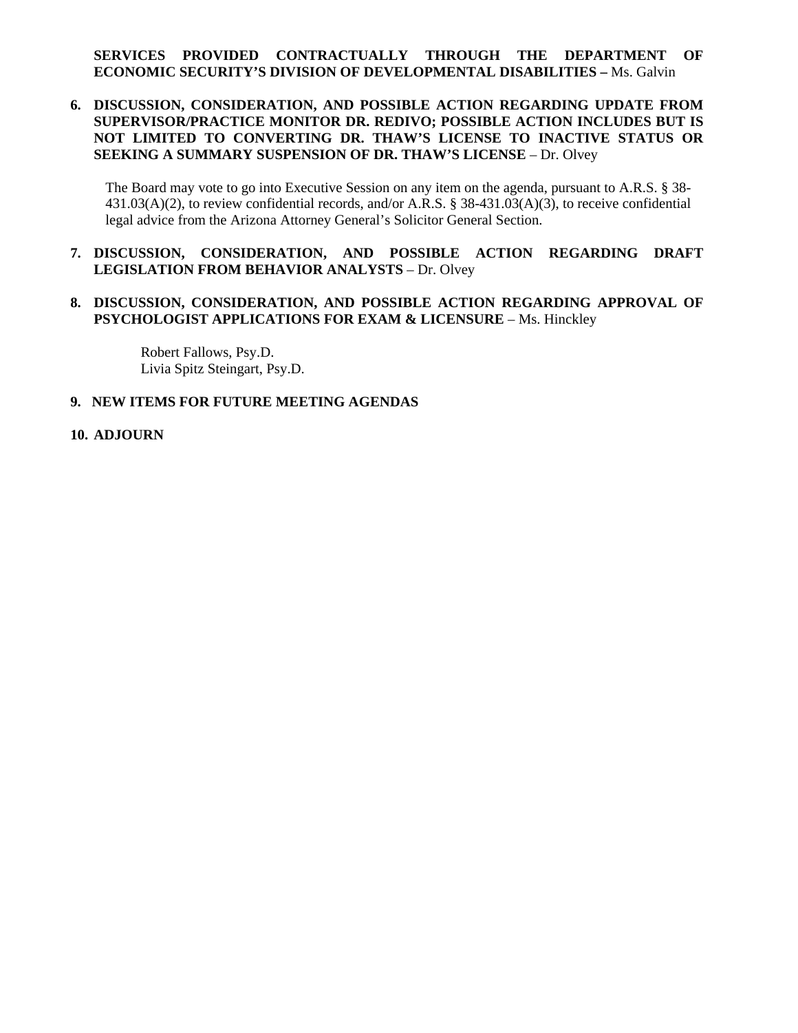**SERVICES PROVIDED CONTRACTUALLY THROUGH THE DEPARTMENT OF ECONOMIC SECURITY'S DIVISION OF DEVELOPMENTAL DISABILITIES –** Ms. Galvin

6. **DISCUSSION, CONSIDERATION, AND POSSIBLE ACTION REGARDING UPDATE FROM SUPERVISOR/PRACTICE MONITOR DR. REDIVO; POSSIBLE ACTION INCLUDES BUT IS NOT LIMITED TO CONVERTING DR. THAW'S LICENSE TO INACTIVE STATUS OR SEEKING A SUMMARY SUSPENSION OF DR. THAW'S LICENSE** – Dr. Olvey

   The Board may vote to go into Executive Session on any item on the agenda, pursuant to A.R.S. § 38-431.03(A)(2), to review confidential records, and/or A.R.S. § 38-431.03(A)(3), to receive confidential legal advice from the Arizona Attorney General's Solicitor General Section.

7. **DISCUSSION, CONSIDERATION, AND POSSIBLE ACTION REGARDING DRAFT LEGISLATION FROM BEHAVIOR ANALYSTS** – Dr. Olvey

8. **DISCUSSION, CONSIDERATION, AND POSSIBLE ACTION REGARDING APPROVAL OF PSYCHOLOGIST APPLICATIONS FOR EXAM & LICENSURE** – Ms. Hinckley

   Robert Fallows, Psy.D.
   Livia Spitz Steingart, Psy.D.

9. **NEW ITEMS FOR FUTURE MEETING AGENDAS**

10. **ADJOURN**